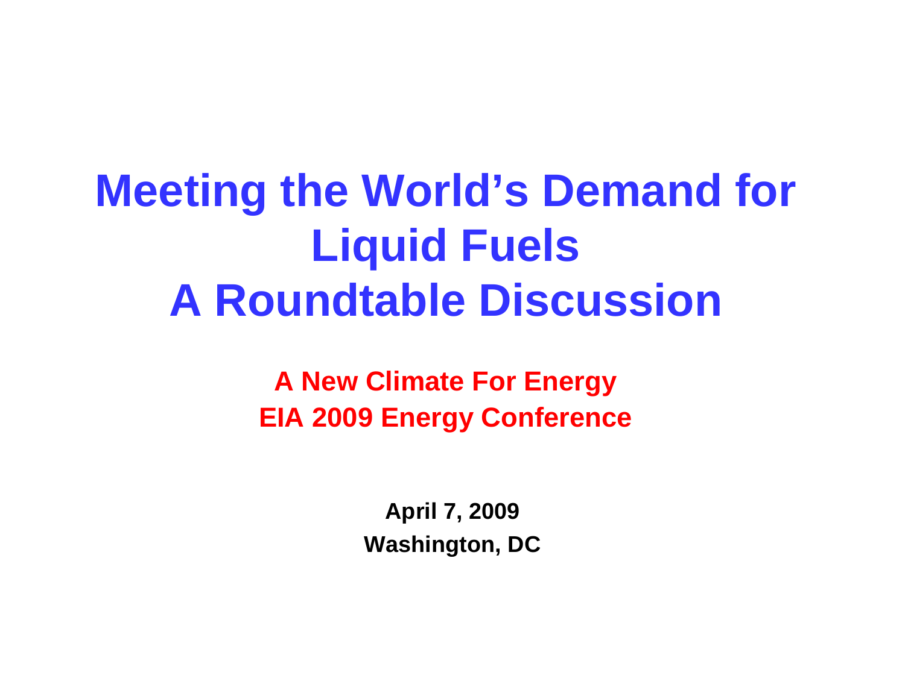# Meeting the World's Demand for Liquid Fuels
# A Roundtable Discussion

**A New Climate For Energy**
**EIA 2009 Energy Conference**

**April 7, 2009**
**Washington, DC**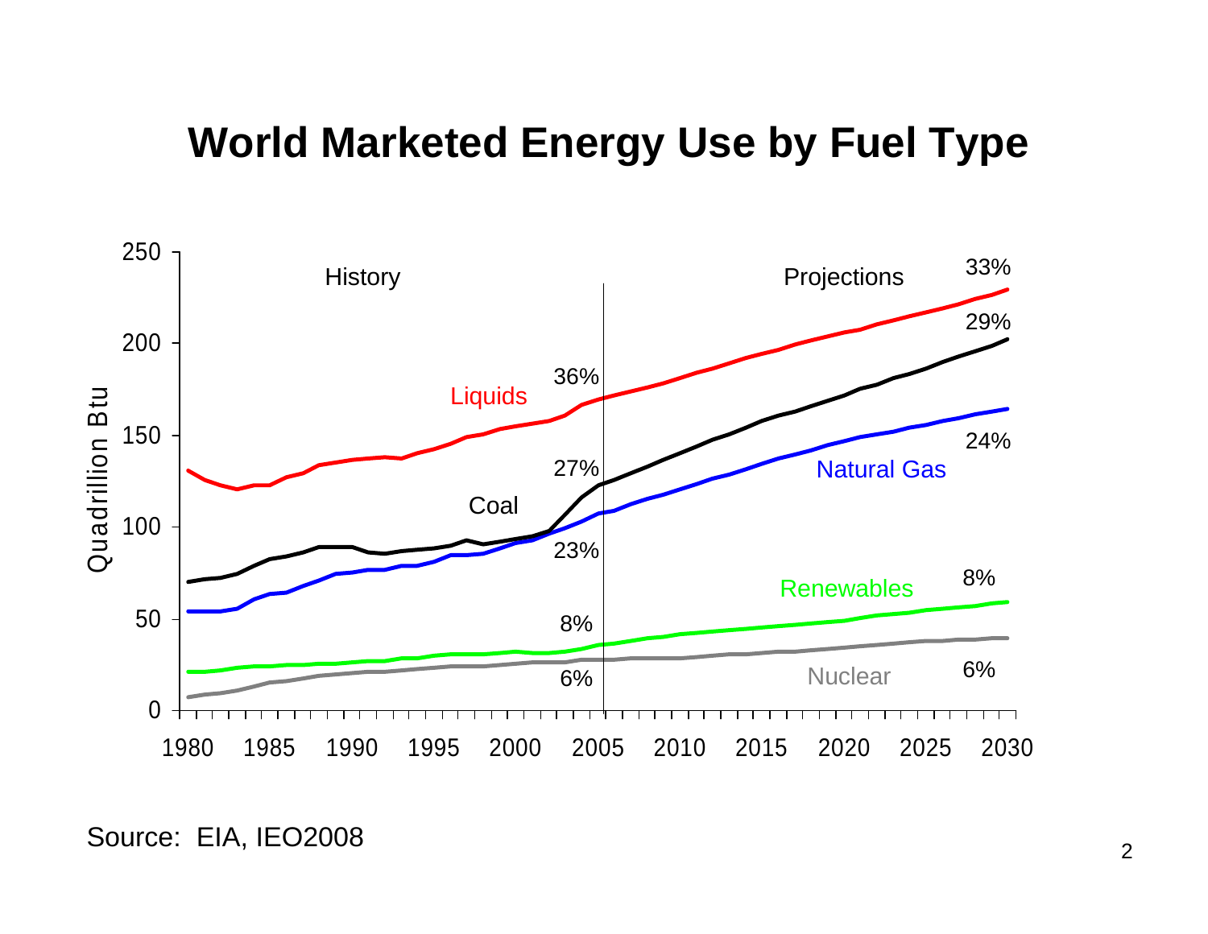# World Marketed Energy Use by Fuel Type

Source: EIA, IEO2008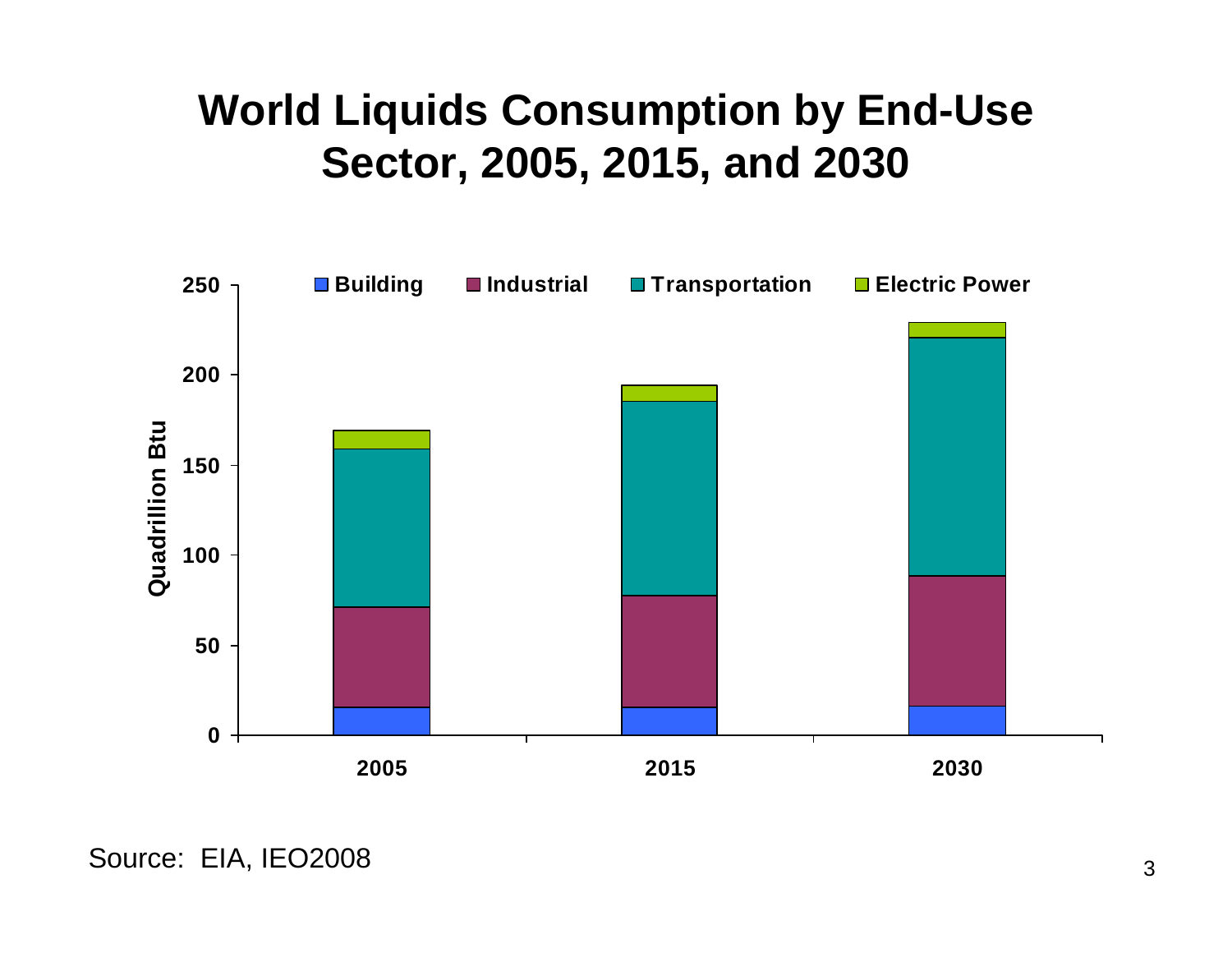# World Liquids Consumption by End-Use Sector, 2005, 2015, and 2030

Source: EIA, IEO2008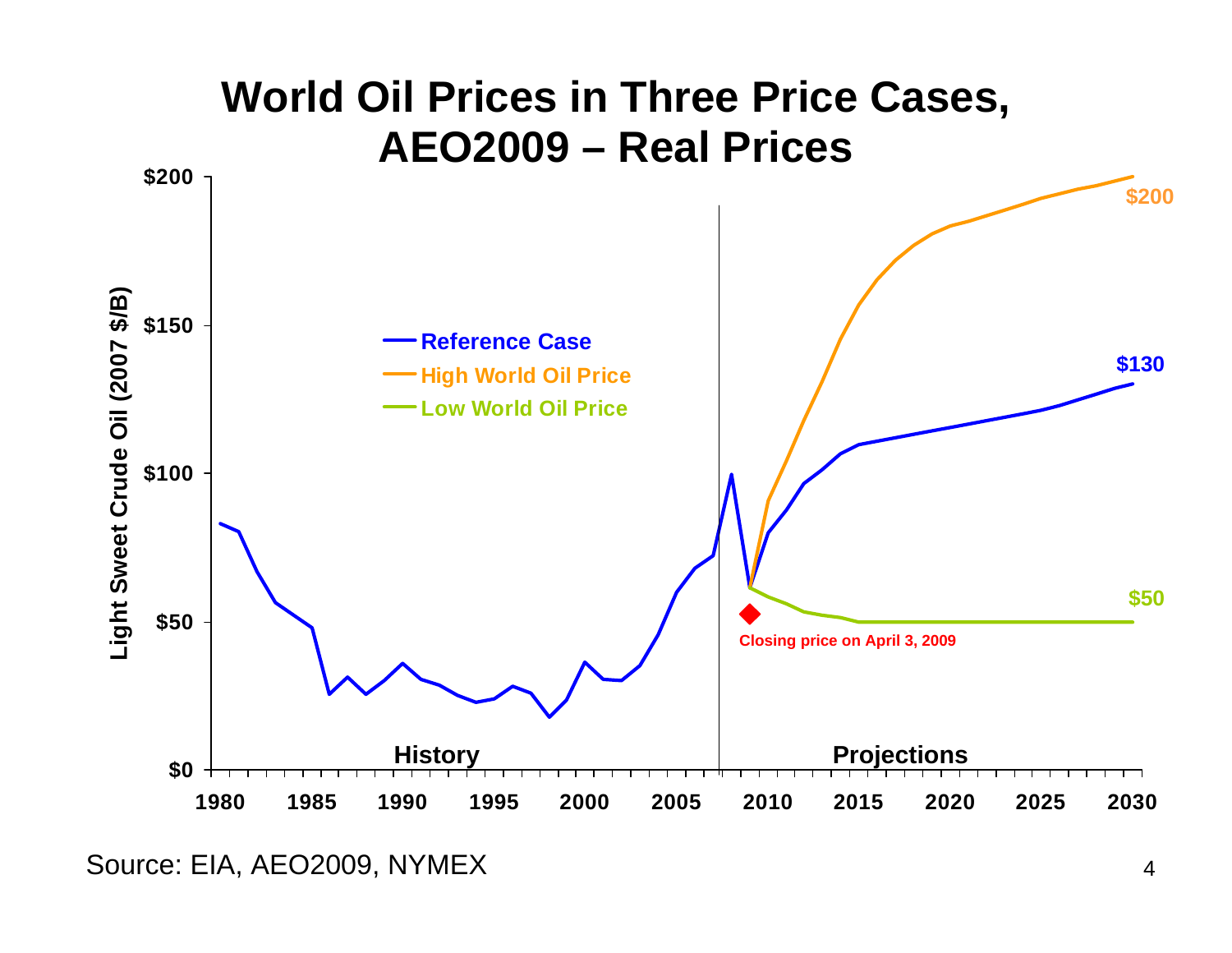# World Oil Prices in Three Price Cases, AEO2009 – Real Prices

Light Sweet Crude Oil (2007 $/B)

- Reference Case
- High World Oil Price
- Low World Oil Price

$200

$130

$50

Closing price on April 3, 2009

History

Projections

Source: EIA, AEO2009, NYMEX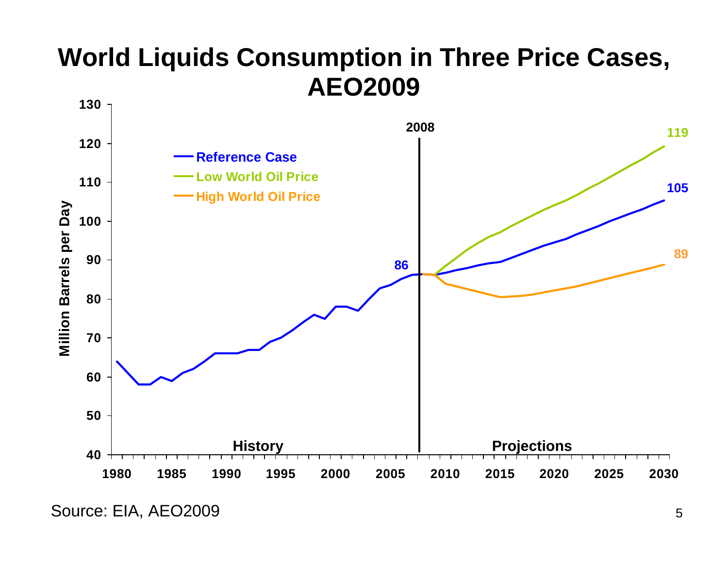# World Liquids Consumption in Three Price Cases, AEO2009

- Reference Case
- Low World Oil Price
- High World Oil Price

Million Barrels per Day

2008

86

119

105

89

History

Projections

1980 1985 1990 1995 2000 2005 2010 2015 2020 2025 2030

Source: EIA, AEO2009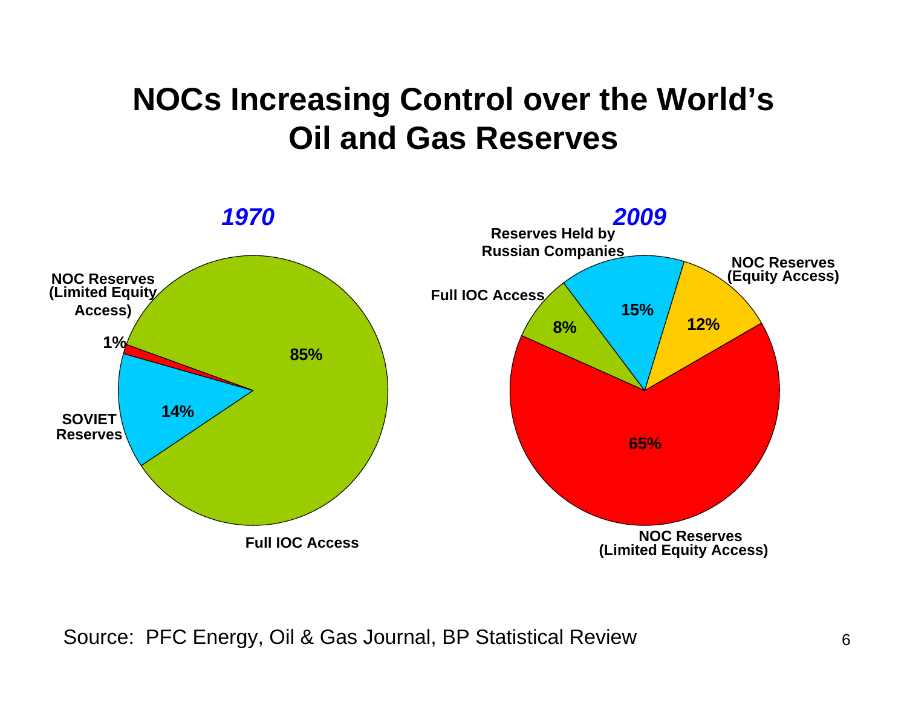# NOCs Increasing Control over the World's Oil and Gas Reserves

***1970***

- Full IOC Access: 85%
- SOVIET Reserves: 14%
- NOC Reserves (Limited Equity Access): 1%

***2009***

- NOC Reserves (Limited Equity Access): 65%
- Reserves Held by Russian Companies: 15%
- NOC Reserves (Equity Access): 12%
- Full IOC Access: 8%

Source: PFC Energy, Oil & Gas Journal, BP Statistical Review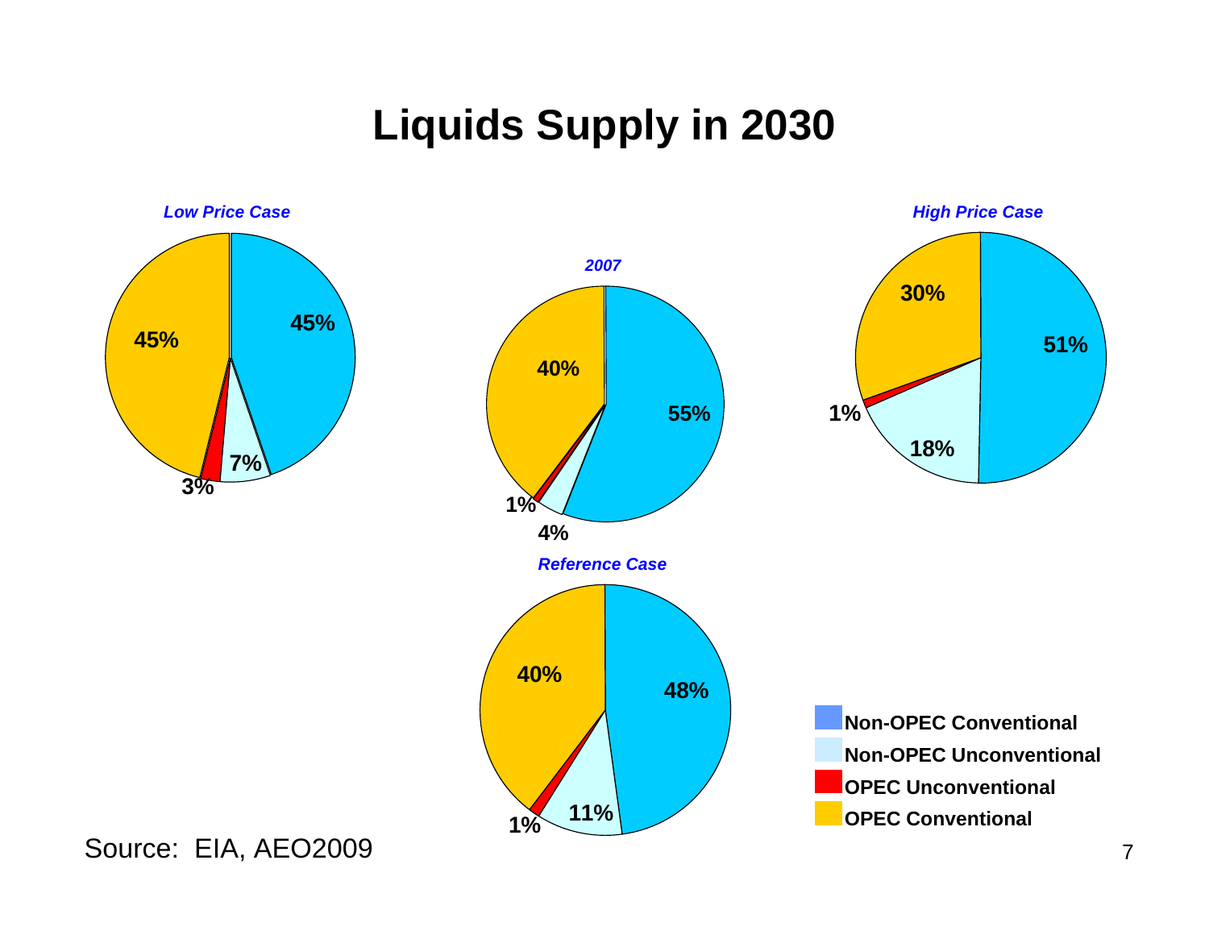# Liquids Supply in 2030

| Category | Low Price Case | 2007 | Reference Case | High Price Case |
|---|---|---|---|---|
| Non-OPEC Conventional | 45% | 55% | 48% | 51% |
| Non-OPEC Unconventional | 7% | 4% | 11% | 18% |
| OPEC Unconventional | 3% | 1% | 1% | 1% |
| OPEC Conventional | 45% | 40% | 40% | 30% |

Source: EIA, AEO2009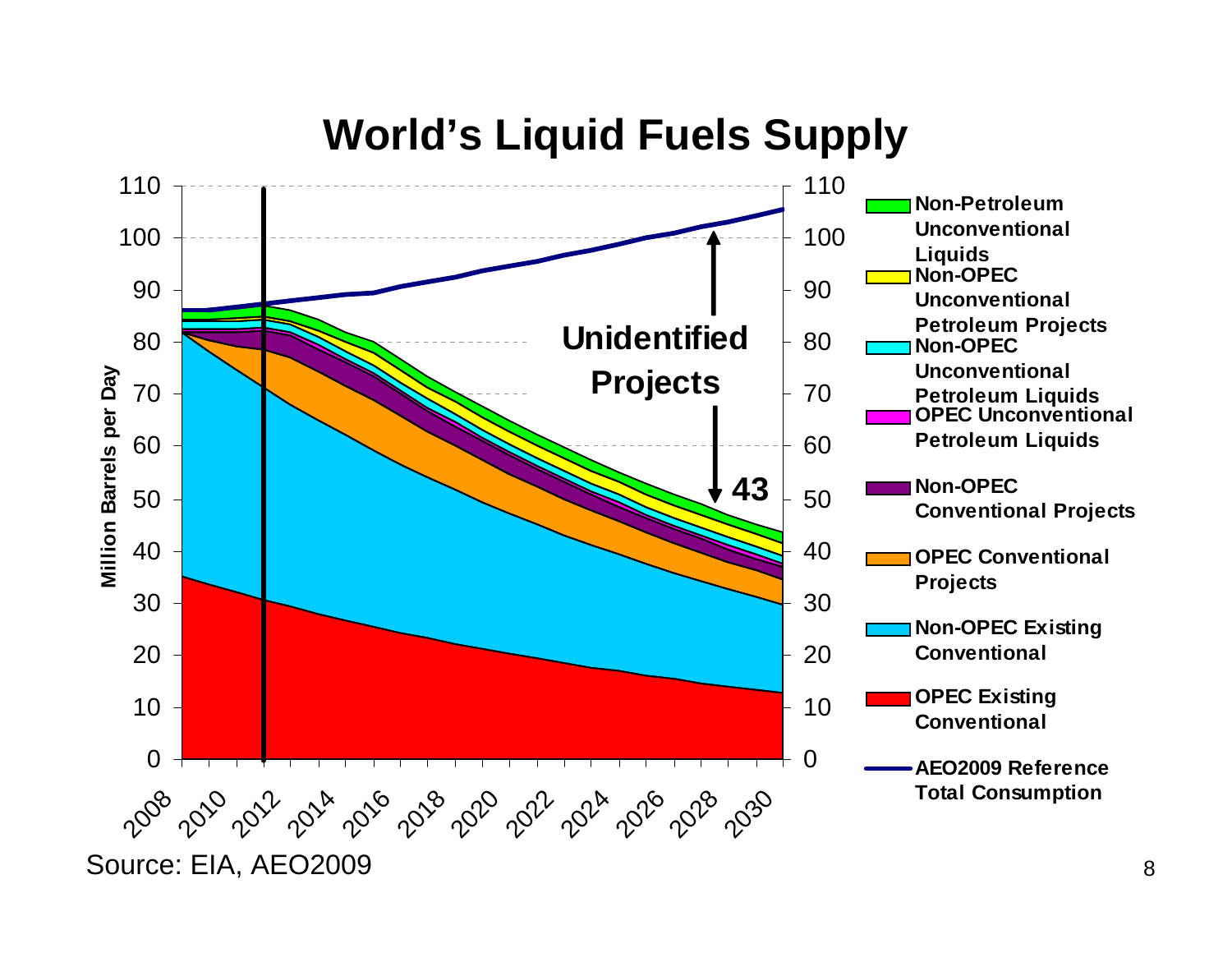# World's Liquid Fuels Supply

Million Barrels per Day

Unidentified Projects

43

- Non-Petroleum Unconventional Liquids
- Non-OPEC Unconventional Petroleum Projects
- Non-OPEC Unconventional Petroleum Liquids
- OPEC Unconventional Petroleum Liquids
- Non-OPEC Conventional Projects
- OPEC Conventional Projects
- Non-OPEC Existing Conventional
- OPEC Existing Conventional
- AEO2009 Reference Total Consumption

Source: EIA, AEO2009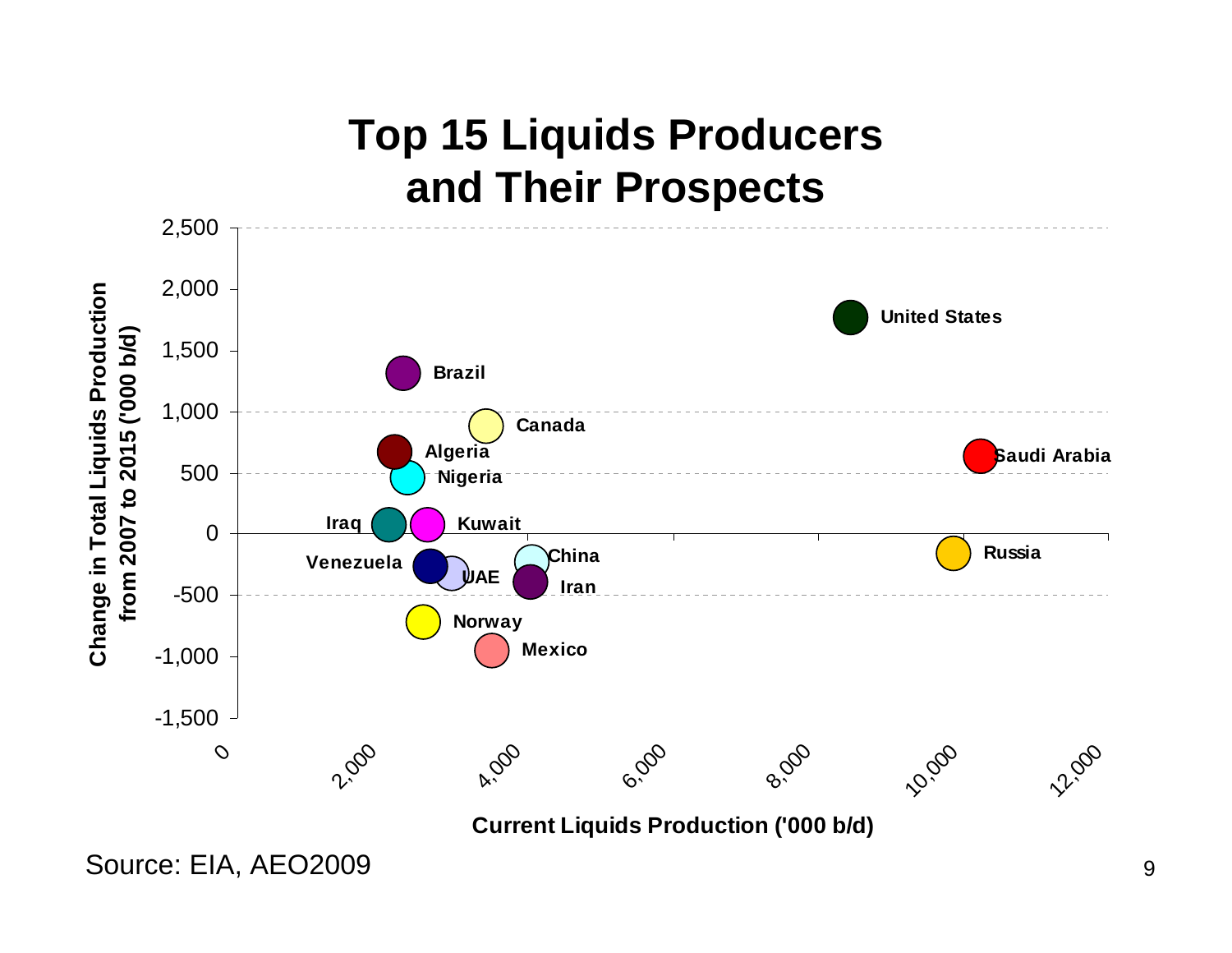# Top 15 Liquids Producers and Their Prospects

Source: EIA, AEO2009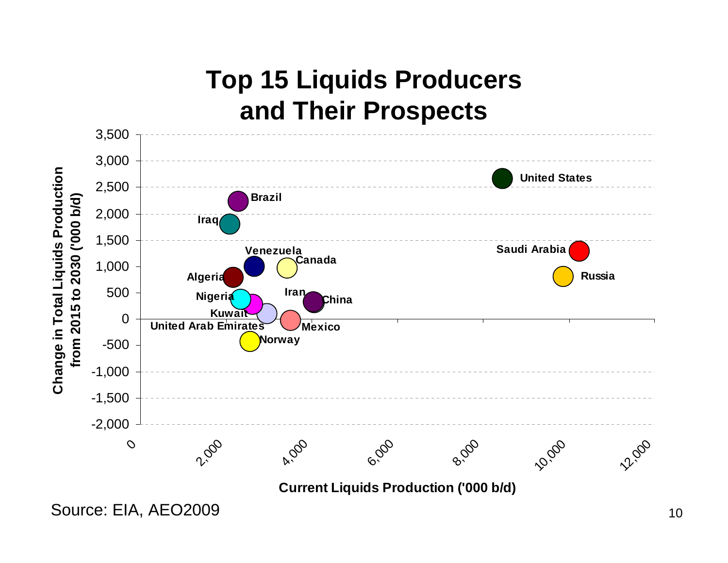# Top 15 Liquids Producers and Their Prospects

| Country | Current Liquids Production ('000 b/d) | Change in Total Liquids Production from 2015 to 2030 ('000 b/d) |
|---|---|---|
| United States | ~8,600 | ~2,650 |
| Saudi Arabia | ~10,300 | ~1,300 |
| Russia | ~9,900 | ~800 |
| Brazil | ~2,300 | ~2,250 |
| Iraq | ~2,100 | ~1,800 |
| Venezuela | ~2,650 | ~1,000 |
| Canada | ~3,400 | ~1,000 |
| Algeria | ~2,150 | ~800 |
| Nigeria | ~2,350 | ~400 |
| Iran | ~4,000 | ~350 |
| China | ~4,000 | ~300 |
| Kuwait | ~2,600 | ~300 |
| United Arab Emirates | ~2,950 | ~100 |
| Mexico | ~3,500 | ~0 |
| Norway | ~2,550 | ~-400 |

Source: EIA, AEO2009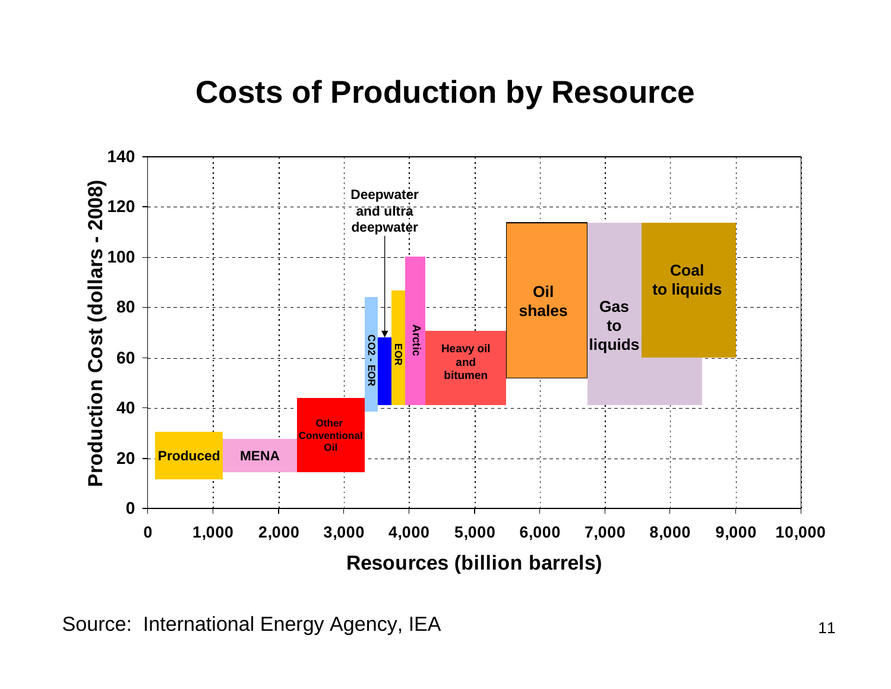# Costs of Production by Resource

Source: International Energy Agency, IEA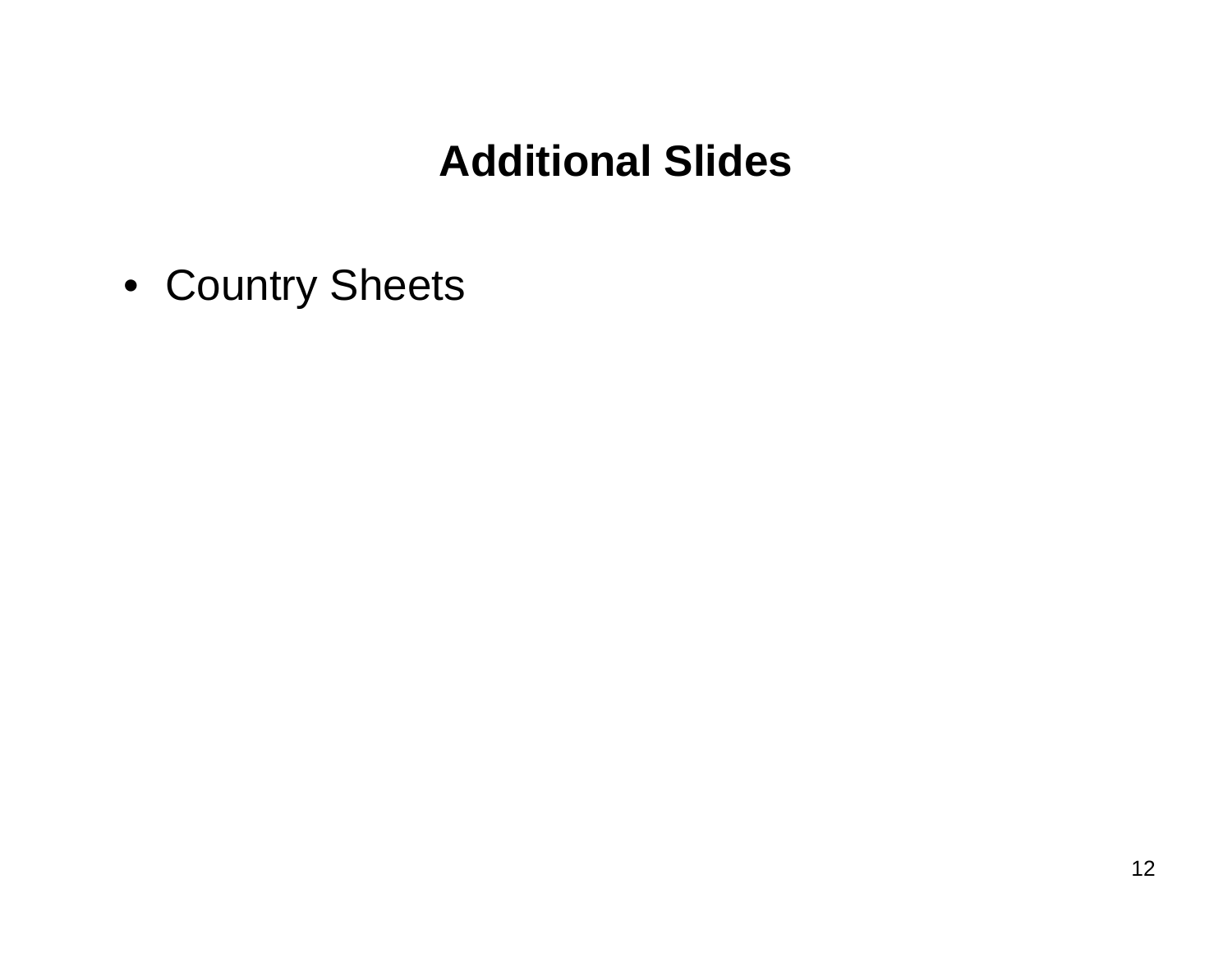# Additional Slides

- Country Sheets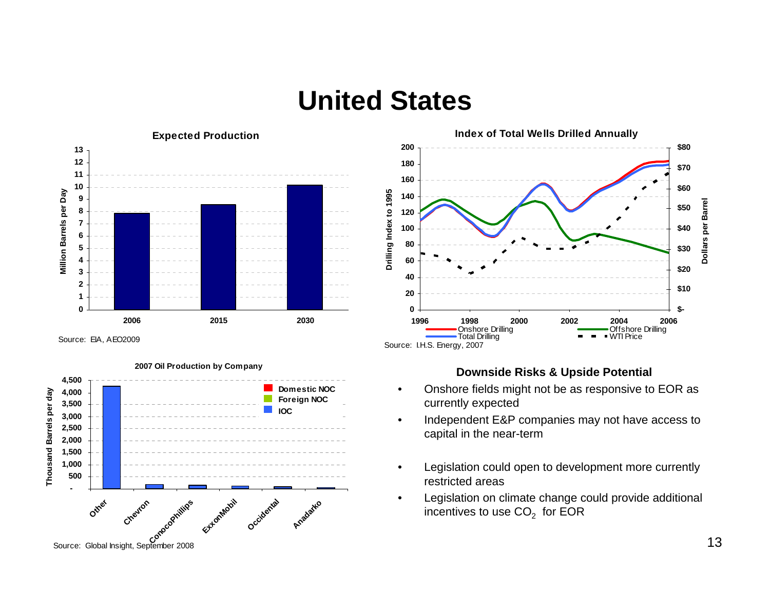# United States

**Expected Production**

Source: EIA, AEO2009

**Index of Total Wells Drilled Annually**

Source: I.H.S. Energy, 2007

**2007 Oil Production by Company**

Source: Global Insight, September 2008

**Downside Risks & Upside Potential**

- Onshore fields might not be as responsive to EOR as currently expected
- Independent E&P companies may not have access to capital in the near-term
- Legislation could open to development more currently restricted areas
- Legislation on climate change could provide additional incentives to use $CO_2$ for EOR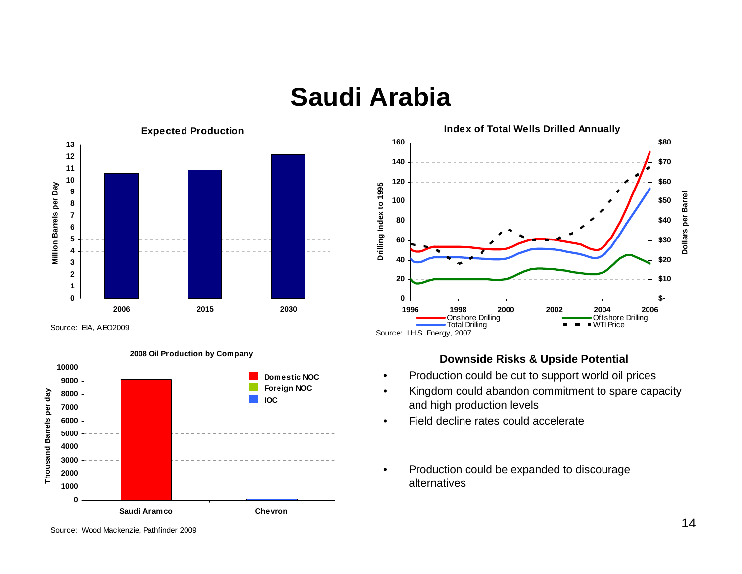# Saudi Arabia

**Expected Production**

Source: EIA, AEO2009

**Index of Total Wells Drilled Annually**

Source: I.H.S. Energy, 2007

**2008 Oil Production by Company**

Source: Wood Mackenzie, Pathfinder 2009

### Downside Risks & Upside Potential

- Production could be cut to support world oil prices
- Kingdom could abandon commitment to spare capacity and high production levels
- Field decline rates could accelerate

- Production could be expanded to discourage alternatives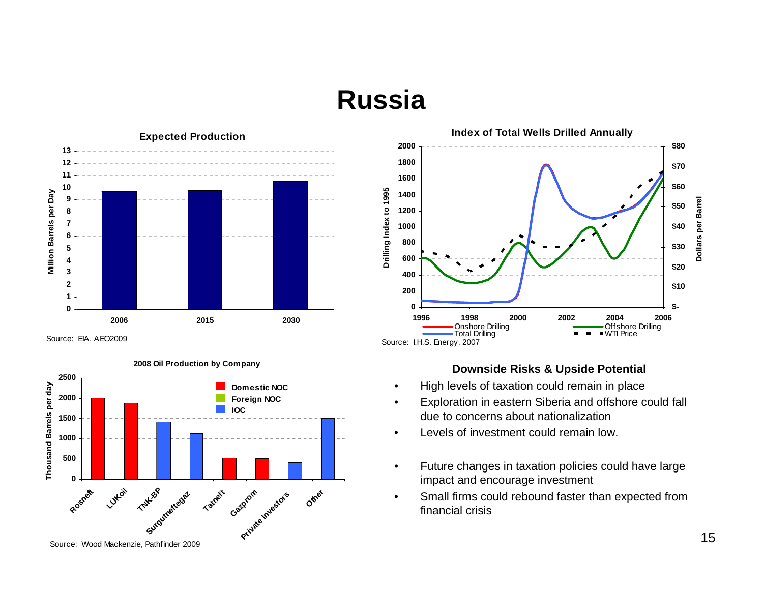# Russia

**Expected Production**

Source: EIA, AEO2009

**Index of Total Wells Drilled Annually**

Source: I.H.S. Energy, 2007

**2008 Oil Production by Company**

Source: Wood Mackenzie, Pathfinder 2009

### Downside Risks & Upside Potential

- High levels of taxation could remain in place
- Exploration in eastern Siberia and offshore could fall due to concerns about nationalization
- Levels of investment could remain low.

- Future changes in taxation policies could have large impact and encourage investment
- Small firms could rebound faster than expected from financial crisis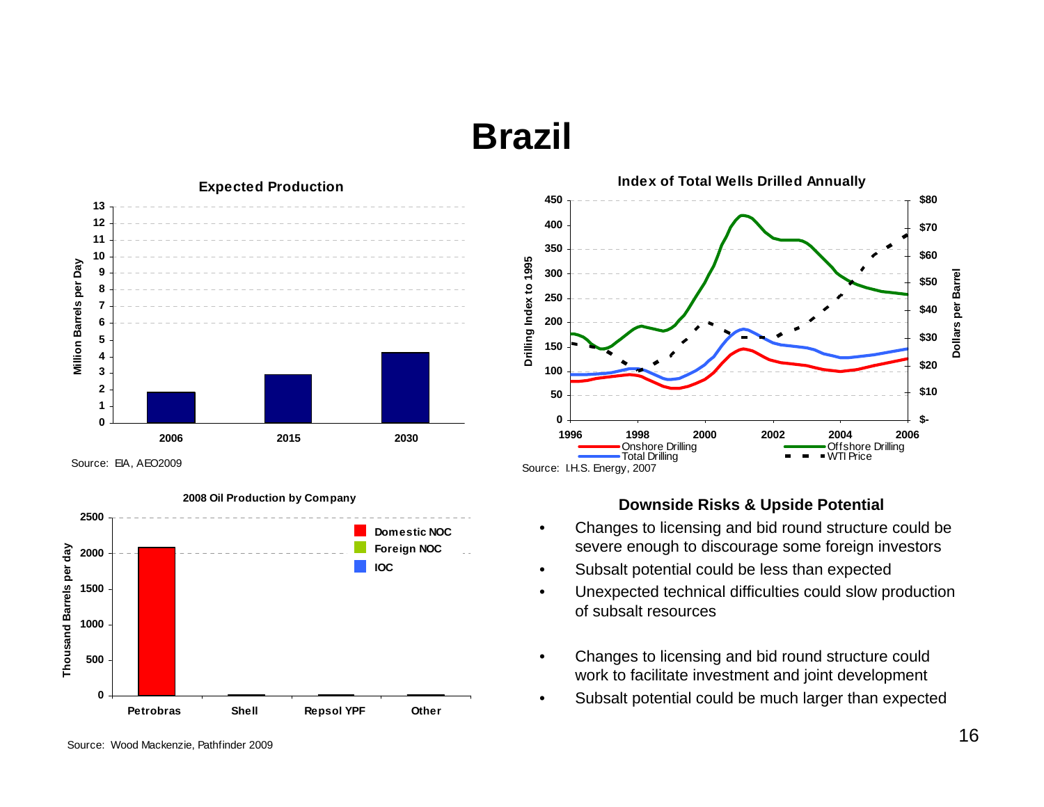# Brazil

### Expected Production

| Year | Million Barrels per Day |
|---|---|
| 2006 | 1.8 |
| 2015 | 2.9 |
| 2030 | 4.2 |

Source: EIA, AEO2009

### Index of Total Wells Drilled Annually

Drilling Index to 1995 (left axis, 0–450); Dollars per Barrel (right axis, $- – $80)

Legend: Onshore Drilling, Offshore Drilling, Total Drilling, WTI Price

Source: I.H.S. Energy, 2007

### 2008 Oil Production by Company

Thousand Barrels per day

Legend: Domestic NOC, Foreign NOC, IOC

| Company | Thousand Barrels per day |
|---|---|
| Petrobras | ~2080 |
| Shell | ~10 |
| Repsol YPF | ~10 |
| Other | ~10 |

Source: Wood Mackenzie, Pathfinder 2009

### Downside Risks & Upside Potential

- Changes to licensing and bid round structure could be severe enough to discourage some foreign investors
- Subsalt potential could be less than expected
- Unexpected technical difficulties could slow production of subsalt resources

- Changes to licensing and bid round structure could work to facilitate investment and joint development
- Subsalt potential could be much larger than expected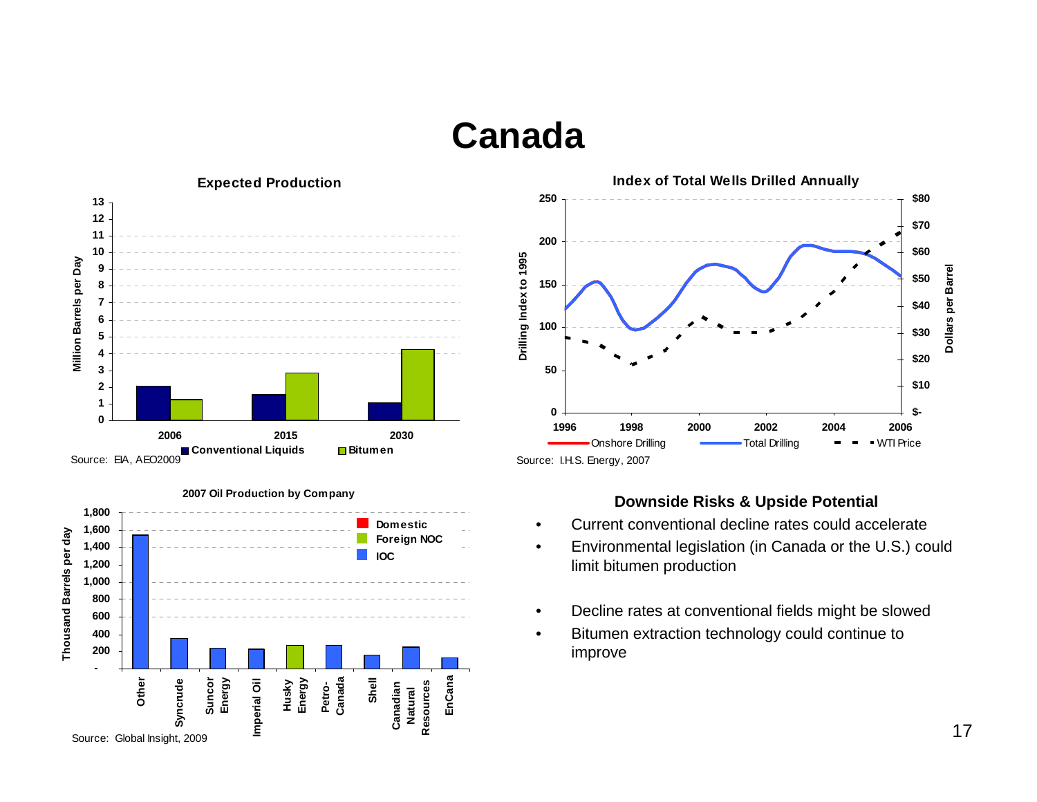# Canada

**Expected Production**

| | Conventional Liquids | Bitumen |
|---|---|---|
| 2006 | ~2.1 | ~1.3 |
| 2015 | ~1.6 | ~2.9 |
| 2030 | ~1.1 | ~4.3 |

Million Barrels per Day

Source: EIA, AEO2009

**Index of Total Wells Drilled Annually**

Drilling Index to 1995 / Dollars per Barrel

Legend: Onshore Drilling, Total Drilling, WTI Price

Source: I.H.S. Energy, 2007

**2007 Oil Production by Company**

Thousand Barrels per day

Legend: Domestic, Foreign NOC, IOC

Companies: Other, Syncrude, Suncor Energy, Imperial Oil, Husky Energy, Petro-Canada, Shell, Canadian Natural Resources, EnCana

Source: Global Insight, 2009

### Downside Risks & Upside Potential

- Current conventional decline rates could accelerate
- Environmental legislation (in Canada or the U.S.) could limit bitumen production

- Decline rates at conventional fields might be slowed
- Bitumen extraction technology could continue to improve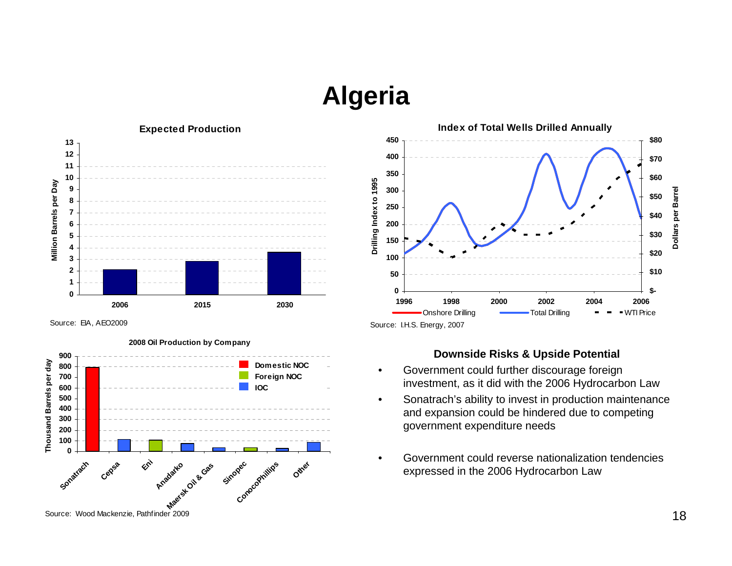# Algeria

**Expected Production**

| Year | Million Barrels per Day |
|---|---|
| 2006 | 2.1 |
| 2015 | 2.8 |
| 2030 | 3.6 |

Source: EIA, AEO2009

**Index of Total Wells Drilled Annually**

Drilling Index to 1995 / Dollars per Barrel

Onshore Drilling — Total Drilling — WTI Price

Source: I.H.S. Energy, 2007

**2008 Oil Production by Company**

| Company | Type | Thousand Barrels per day |
|---|---|---|
| Sonatrach | Domestic NOC | ~795 |
| Cepsa | IOC | ~110 |
| Eni | Foreign NOC | ~105 |
| Anadarko | IOC | ~75 |
| Maersk Oil & Gas | IOC | ~35 |
| Sinopec | Foreign NOC | ~35 |
| ConocoPhillips | IOC | ~30 |
| Other | IOC | ~85 |

Source: Wood Mackenzie, Pathfinder 2009

**Downside Risks & Upside Potential**

- Government could further discourage foreign investment, as it did with the 2006 Hydrocarbon Law
- Sonatrach's ability to invest in production maintenance and expansion could be hindered due to competing government expenditure needs
- Government could reverse nationalization tendencies expressed in the 2006 Hydrocarbon Law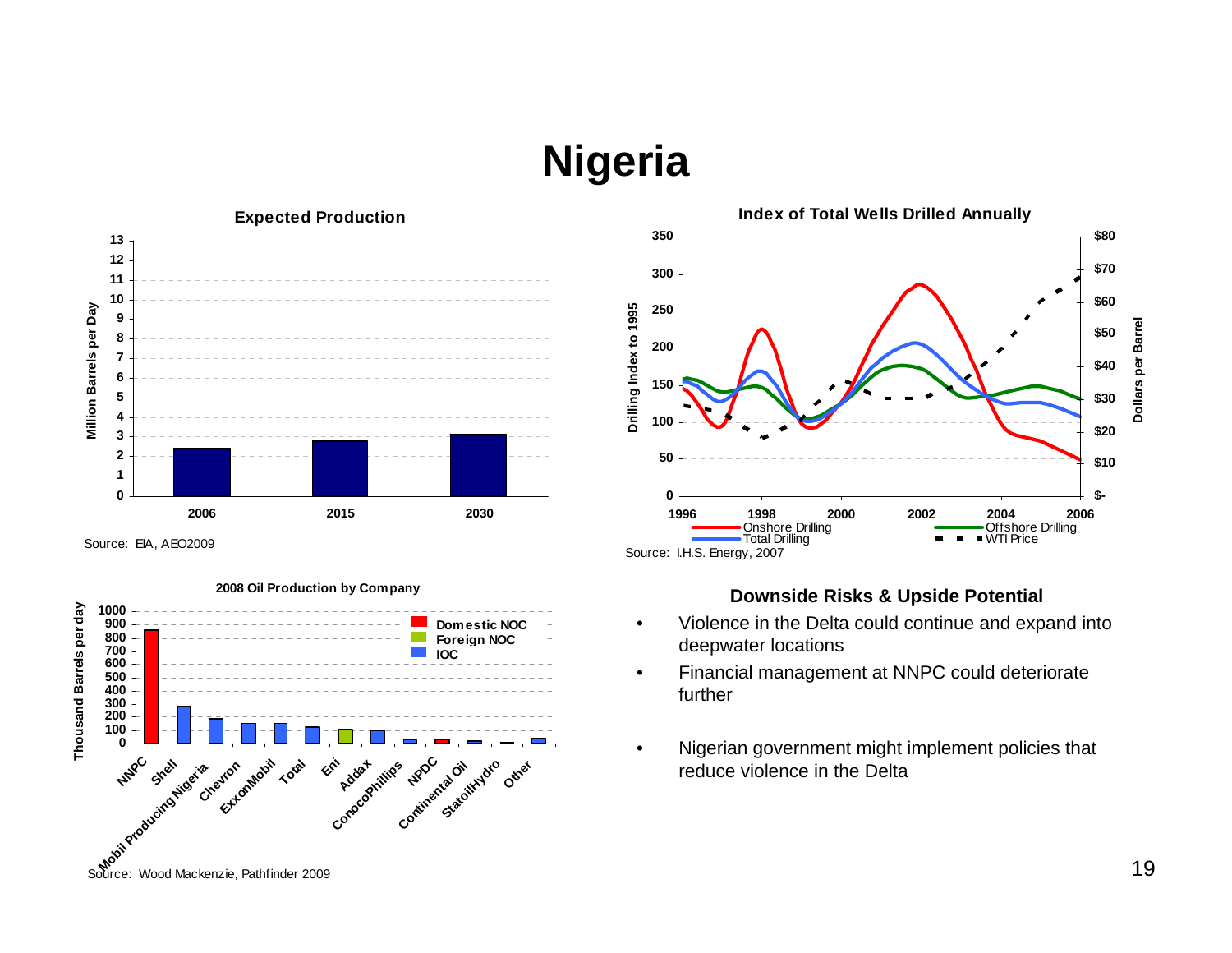# Nigeria

**Expected Production**

| Year | Million Barrels per Day |
|---|---|
| 2006 | 2.4 |
| 2015 | 2.8 |
| 2030 | 3.1 |

Source: EIA, AEO2009

**Index of Total Wells Drilled Annually**

Drilling Index to 1995 (left axis); Dollars per Barrel (right axis)

Series: Onshore Drilling, Offshore Drilling, Total Drilling, WTI Price (1996–2006)

Source: I.H.S. Energy, 2007

**2008 Oil Production by Company**

Thousand Barrels per day

Legend: Domestic NOC, Foreign NOC, IOC

Companies: NNPC, Shell, Mobil Producing Nigeria, Chevron, ExxonMobil, Total, Eni, Addax, ConocoPhillips, NPDC, Continental Oil, StatoilHydro, Other

Source: Wood Mackenzie, Pathfinder 2009

**Downside Risks & Upside Potential**

- Violence in the Delta could continue and expand into deepwater locations
- Financial management at NNPC could deteriorate further
- Nigerian government might implement policies that reduce violence in the Delta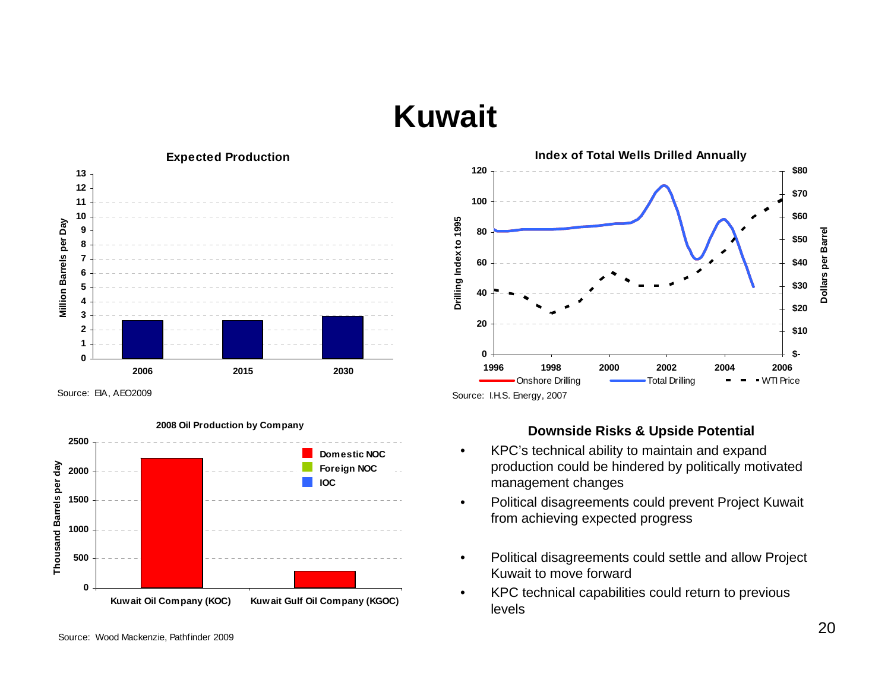# Kuwait

**Expected Production**

| | 2006 | 2015 | 2030 |
|---|---|---|---|
| Million Barrels per Day | 2.7 | 2.7 | 3.0 |

Source: EIA, AEO2009

**Index of Total Wells Drilled Annually**

Drilling Index to 1995 (left axis); Dollars per Barrel (right axis)

Legend: Onshore Drilling, Total Drilling, WTI Price

Source: I.H.S. Energy, 2007

**2008 Oil Production by Company**

Thousand Barrels per day

Legend: Domestic NOC, Foreign NOC, IOC

| Company | Thousand Barrels per day |
|---|---|
| Kuwait Oil Company (KOC) | ~2220 |
| Kuwait Gulf Oil Company (KGOC) | ~290 |

Source: Wood Mackenzie, Pathfinder 2009

### Downside Risks & Upside Potential

- KPC's technical ability to maintain and expand production could be hindered by politically motivated management changes
- Political disagreements could prevent Project Kuwait from achieving expected progress
- Political disagreements could settle and allow Project Kuwait to move forward
- KPC technical capabilities could return to previous levels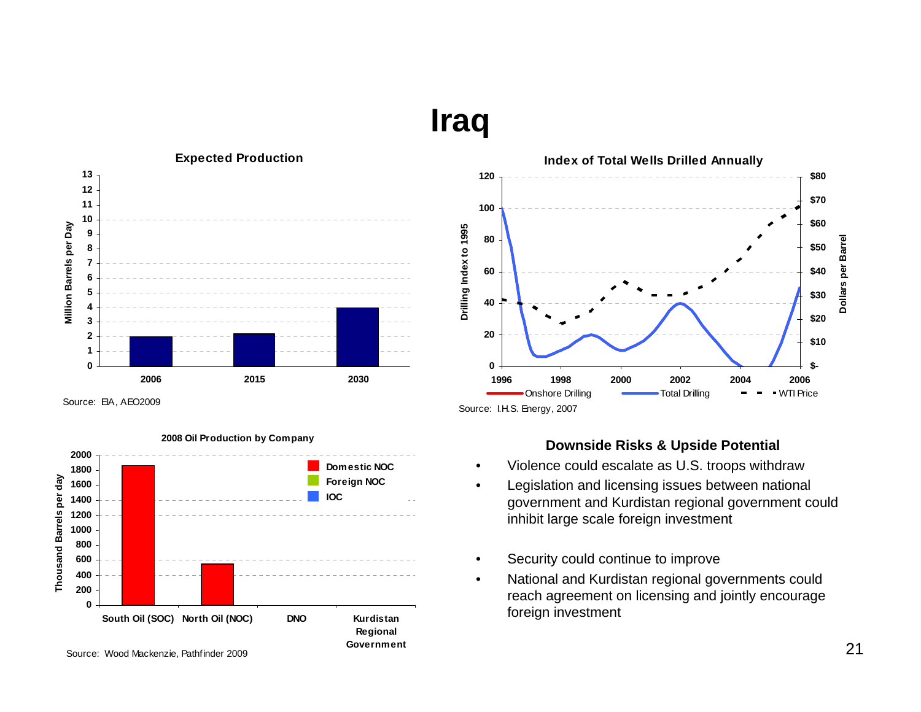# Iraq

**Expected Production**

| Year | Million Barrels per Day |
|---|---|
| 2006 | 2 |
| 2015 | 2.2 |
| 2030 | 4 |

Source: EIA, AEO2009

**Index of Total Wells Drilled Annually**

Source: I.H.S. Energy, 2007

**2008 Oil Production by Company**

| Company | Thousand Barrels per day |
|---|---|
| South Oil (SOC) | 1860 |
| North Oil (NOC) | 550 |
| DNO | |
| Kurdistan Regional Government | |

Legend: Domestic NOC, Foreign NOC, IOC

Source: Wood Mackenzie, Pathfinder 2009

### Downside Risks & Upside Potential

- Violence could escalate as U.S. troops withdraw
- Legislation and licensing issues between national government and Kurdistan regional government could inhibit large scale foreign investment

- Security could continue to improve
- National and Kurdistan regional governments could reach agreement on licensing and jointly encourage foreign investment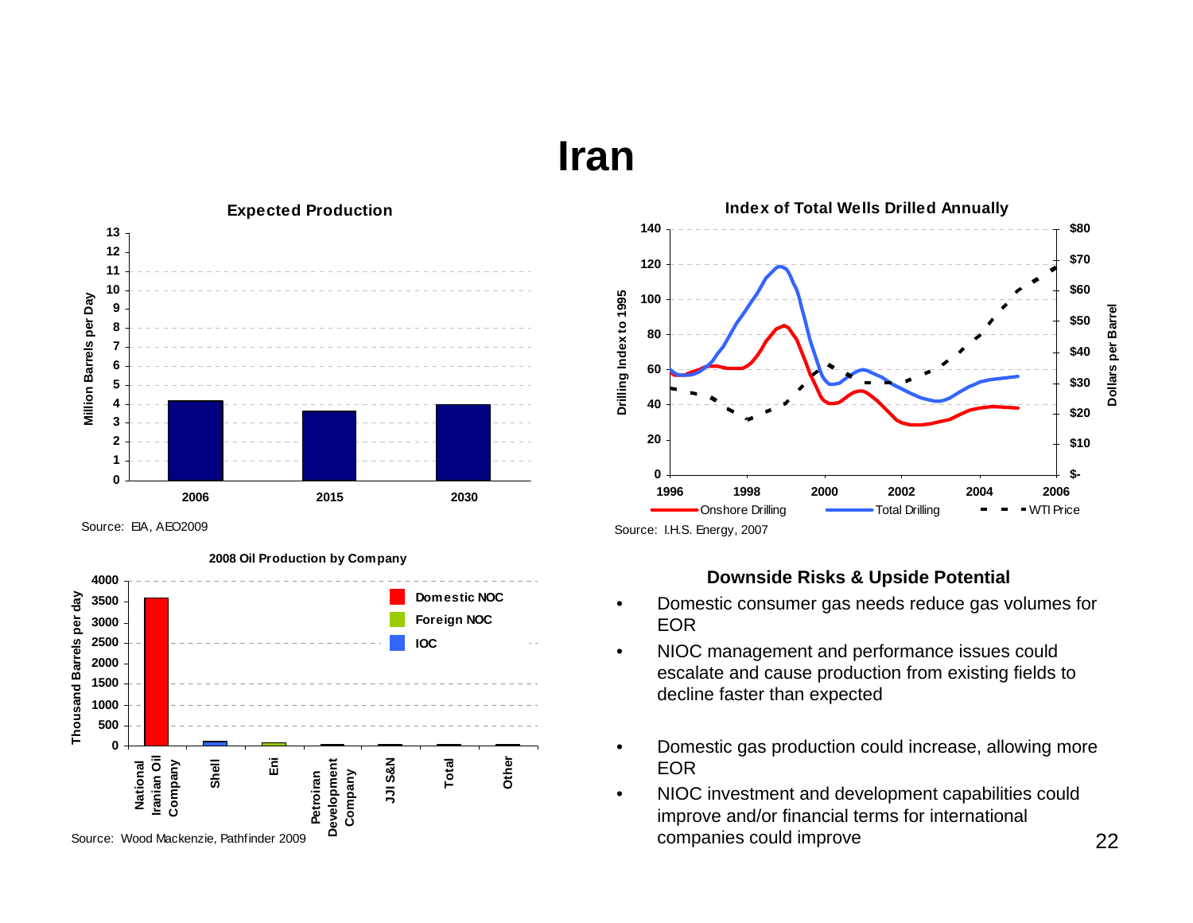# Iran

**Expected Production**

Source: EIA, AEO2009

**2008 Oil Production by Company**

Source: Wood Mackenzie, Pathfinder 2009

**Index of Total Wells Drilled Annually**

Source: I.H.S. Energy, 2007

### Downside Risks & Upside Potential

- Domestic consumer gas needs reduce gas volumes for EOR
- NIOC management and performance issues could escalate and cause production from existing fields to decline faster than expected
- Domestic gas production could increase, allowing more EOR
- NIOC investment and development capabilities could improve and/or financial terms for international companies could improve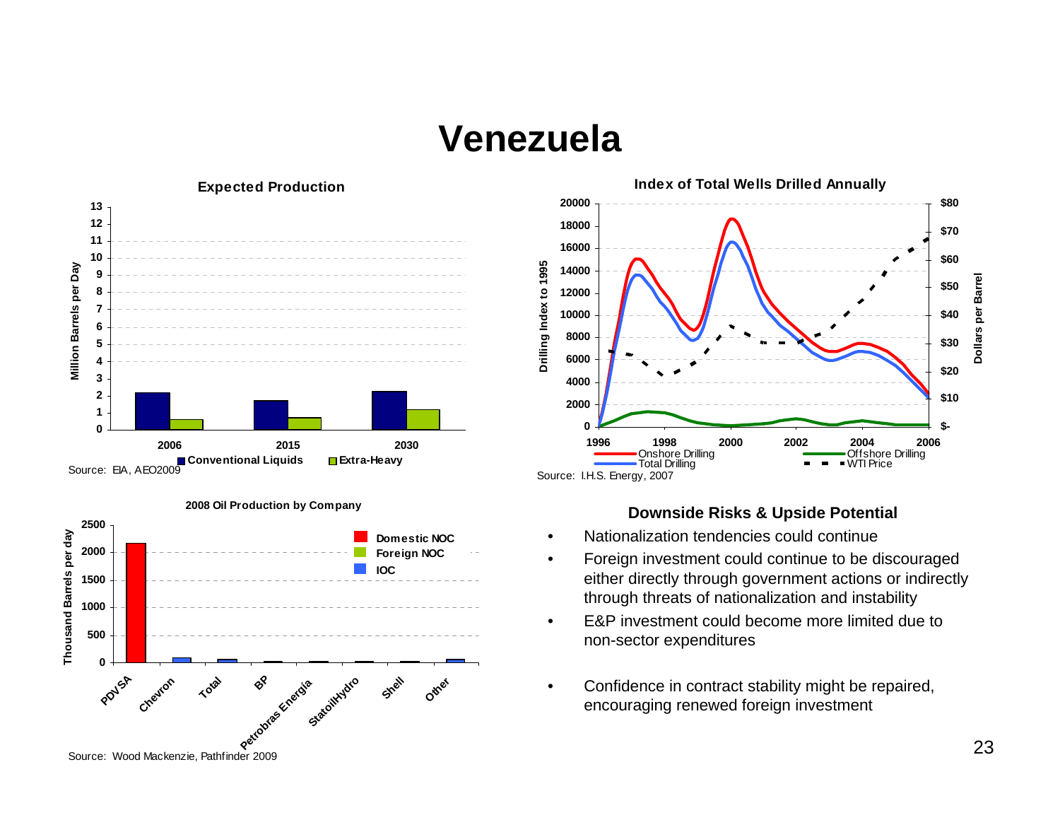# Venezuela

**Expected Production**

| | Conventional Liquids | Extra-Heavy |
|---|---|---|
| 2006 | 2.2 | 0.6 |
| 2015 | 1.7 | 0.7 |
| 2030 | 2.2 | 1.2 |

Million Barrels per Day

Source: EIA, AEO2009

**Index of Total Wells Drilled Annually**

Drilling Index to 1995 / Dollars per Barrel

Onshore Drilling, Offshore Drilling, Total Drilling, WTI Price

Source: I.H.S. Energy, 2007

**2008 Oil Production by Company**

Thousand Barrels per day

Domestic NOC, Foreign NOC, IOC

PDVSA, Chevron, Total, BP, Petrobras Energía, StatoilHydro, Shell, Other

Source: Wood Mackenzie, Pathfinder 2009

### Downside Risks & Upside Potential

- Nationalization tendencies could continue
- Foreign investment could continue to be discouraged either directly through government actions or indirectly through threats of nationalization and instability
- E&P investment could become more limited due to non-sector expenditures
- Confidence in contract stability might be repaired, encouraging renewed foreign investment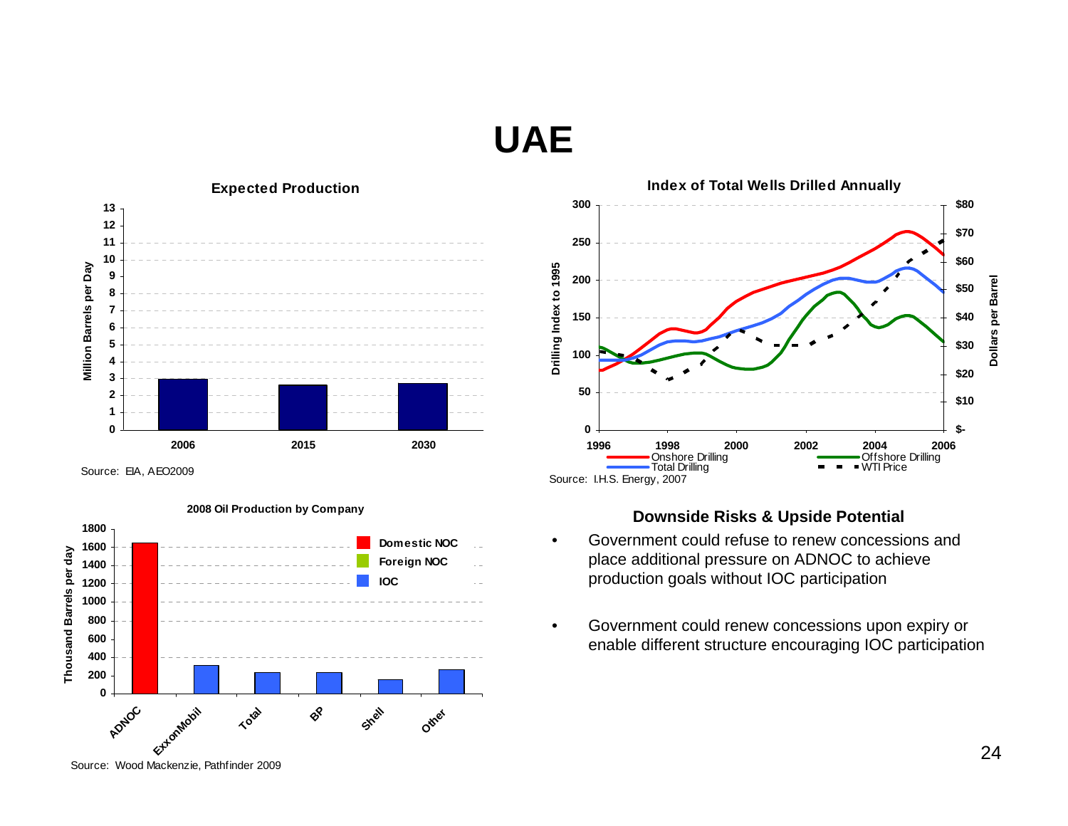# UAE

## Expected Production

| Year | Million Barrels per Day |
|---|---|
| 2006 | ~2.9 |
| 2015 | ~2.6 |
| 2030 | ~2.7 |

Source: EIA, AEO2009

## Index of Total Wells Drilled Annually

Drilling Index to 1995 (left axis, 0–300); Dollars per Barrel (right axis, $- to $80); years 1996–2006.

Legend: Onshore Drilling, Offshore Drilling, Total Drilling, WTI Price

Source: I.H.S. Energy, 2007

## 2008 Oil Production by Company

Thousand Barrels per day

Legend: Domestic NOC, Foreign NOC, IOC

| Company | Thousand Barrels per day |
|---|---|
| ADNOC | ~1640 |
| ExxonMobil | ~310 |
| Total | ~230 |
| BP | ~230 |
| Shell | ~150 |
| Other | ~260 |

Source: Wood Mackenzie, Pathfinder 2009

## Downside Risks & Upside Potential

- Government could refuse to renew concessions and place additional pressure on ADNOC to achieve production goals without IOC participation
- Government could renew concessions upon expiry or enable different structure encouraging IOC participation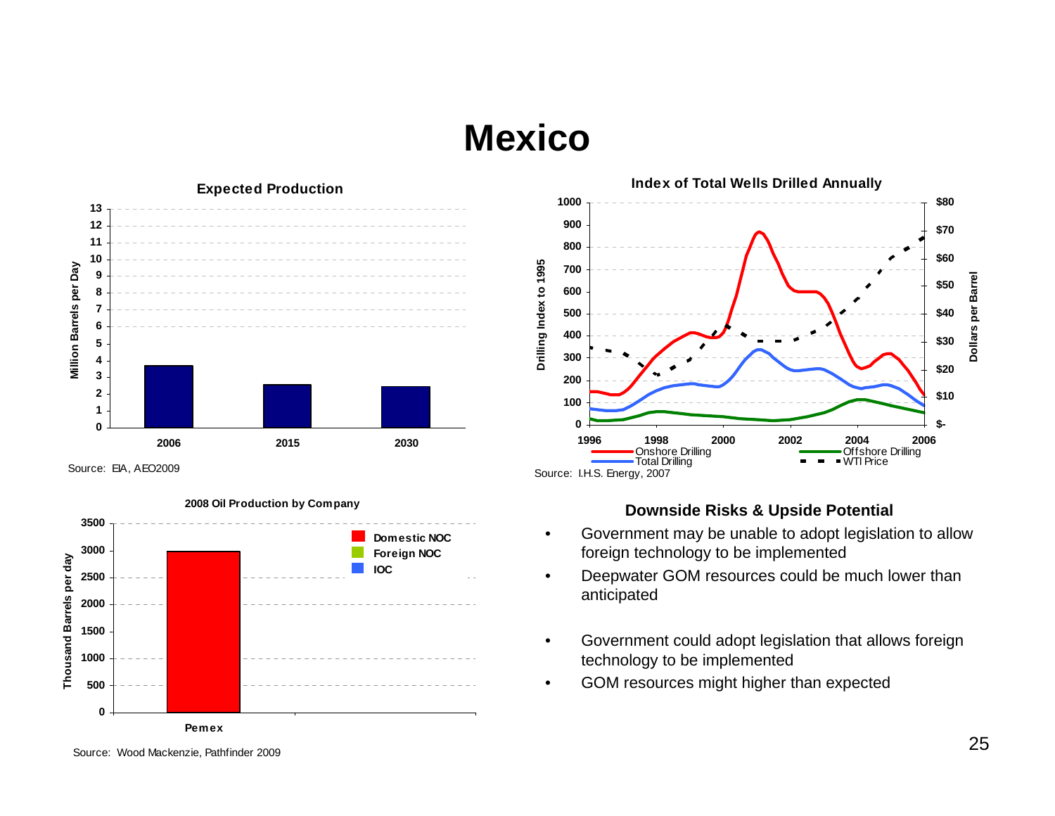# Mexico

**Expected Production**

| Year | Million Barrels per Day |
| --- | --- |
| 2006 | ~3.7 |
| 2015 | ~2.5 |
| 2030 | ~2.4 |

Source: EIA, AEO2009

**Index of Total Wells Drilled Annually**

Drilling Index to 1995 / Dollars per Barrel

Onshore Drilling | Offshore Drilling | Total Drilling | WTI Price

Source: I.H.S. Energy, 2007

**2008 Oil Production by Company**

Thousand Barrels per day

| Company | Type | Thousand Barrels per day |
| --- | --- | --- |
| Pemex | Domestic NOC | ~3000 |

Legend: Domestic NOC, Foreign NOC, IOC

Source: Wood Mackenzie, Pathfinder 2009

**Downside Risks & Upside Potential**

- Government may be unable to adopt legislation to allow foreign technology to be implemented
- Deepwater GOM resources could be much lower than anticipated

- Government could adopt legislation that allows foreign technology to be implemented
- GOM resources might higher than expected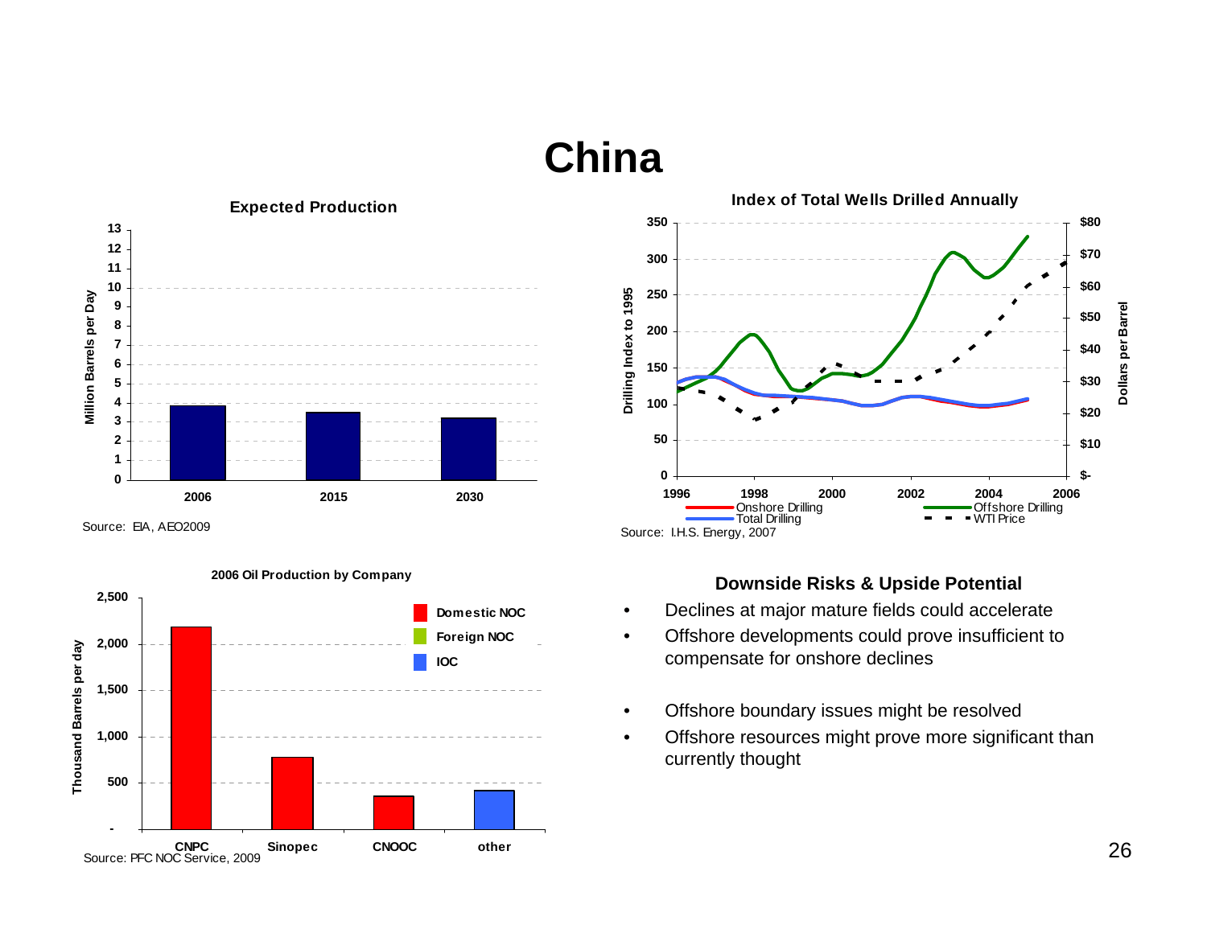# China

**Expected Production**

Source: EIA, AEO2009

**Index of Total Wells Drilled Annually**

Source: I.H.S. Energy, 2007

**2006 Oil Production by Company**

Source: PFC NOC Service, 2009

### Downside Risks & Upside Potential

- Declines at major mature fields could accelerate
- Offshore developments could prove insufficient to compensate for onshore declines

- Offshore boundary issues might be resolved
- Offshore resources might prove more significant than currently thought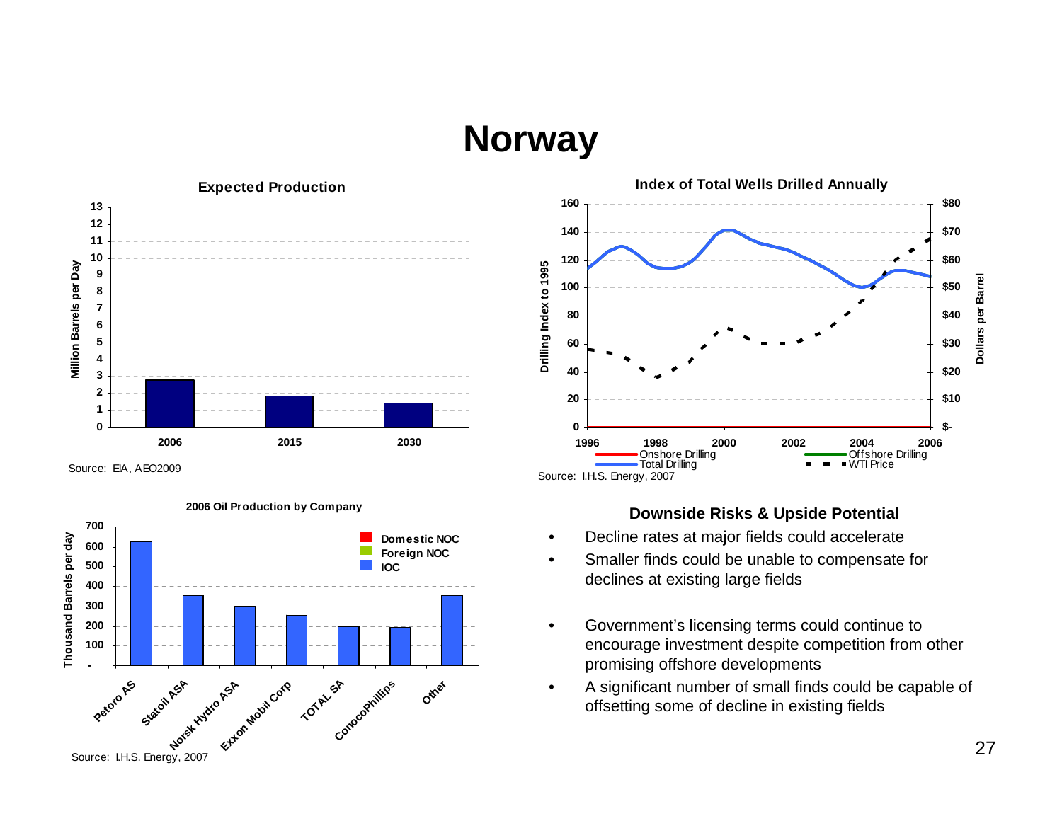# Norway

**Expected Production**

Million Barrels per Day

13
12
11
10
9
8
7
6
5
4
3
2
1
0

2006
2015
2030

Source: EIA, AEO2009

**Index of Total Wells Drilled Annually**

Drilling Index to 1995

160
140
120
100
80
60
40
20
0

Dollars per Barrel

$80
$70
$60
$50
$40
$30
$20
$10
$-

1996
1998
2000
2002
2004
2006

Onshore Drilling
Offshore Drilling
Total Drilling
WTI Price

Source: I.H.S. Energy, 2007

**2006 Oil Production by Company**

Thousand Barrels per day

700
600
500
400
300
200
100
-

Domestic NOC
Foreign NOC
IOC

Petoro AS
Statoil ASA
Norsk Hydro ASA
Exxon Mobil Corp
TOTAL SA
ConocoPhillips
Other

Source: I.H.S. Energy, 2007

### Downside Risks & Upside Potential

- Decline rates at major fields could accelerate
- Smaller finds could be unable to compensate for declines at existing large fields
- Government's licensing terms could continue to encourage investment despite competition from other promising offshore developments
- A significant number of small finds could be capable of offsetting some of decline in existing fields